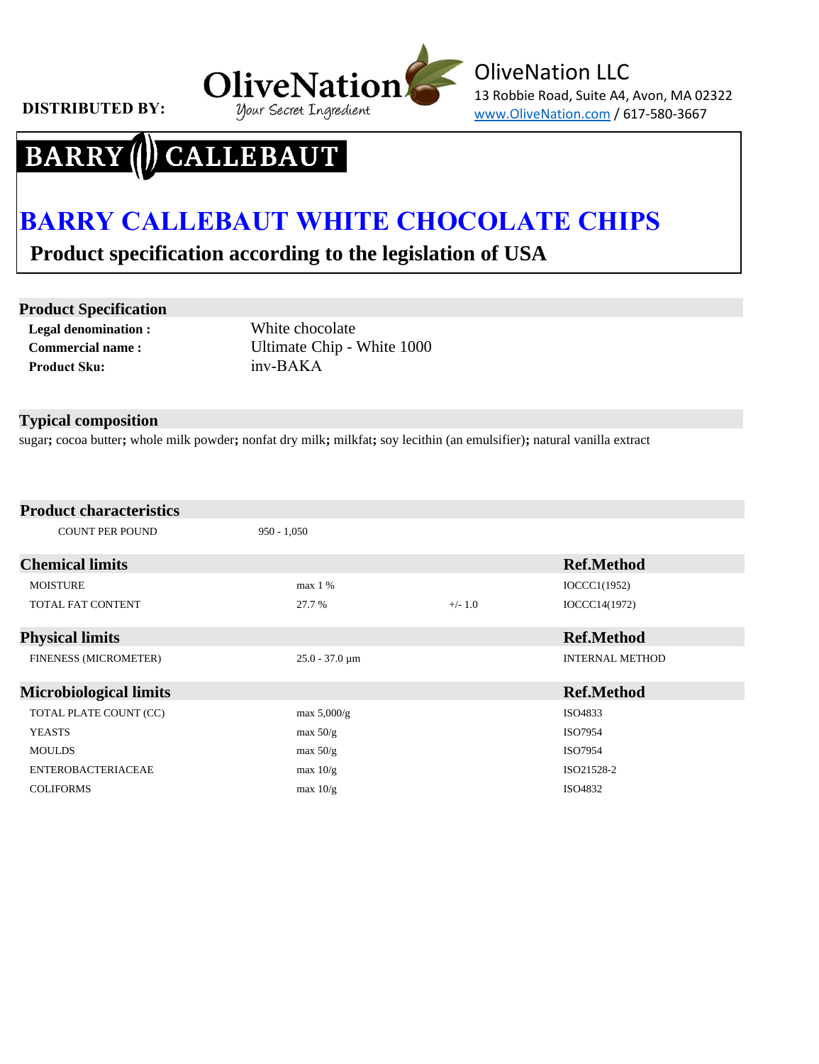**DISTRIBUTED BY:**

OliveNation
Your Secret Ingredient

OliveNation LLC
13 Robbie Road, Suite A4, Avon, MA 02322
www.OliveNation.com / 617-580-3667

BARRY CALLEBAUT

# BARRY CALLEBAUT WHITE CHOCOLATE CHIPS

## Product specification according to the legislation of USA

### Product Specification

| | |
|---|---|
| **Legal denomination :** | White chocolate |
| **Commercial name :** | Ultimate Chip - White 1000 |
| **Product Sku:** | inv-BAKA |

### Typical composition

sugar; cocoa butter; whole milk powder; nonfat dry milk; milkfat; soy lecithin (an emulsifier); natural vanilla extract

### Product characteristics

| | |
|---|---|
| COUNT PER POUND | 950 - 1,050 |

### Chemical limits

| | | | Ref.Method |
|---|---|---|---|
| MOISTURE | max 1 % | | IOCCC1(1952) |
| TOTAL FAT CONTENT | 27.7 % | +/- 1.0 | IOCCC14(1972) |

### Physical limits

| | | Ref.Method |
|---|---|---|
| FINENESS (MICROMETER) | 25.0 - 37.0 µm | INTERNAL METHOD |

### Microbiological limits

| | | Ref.Method |
|---|---|---|
| TOTAL PLATE COUNT (CC) | max 5,000/g | ISO4833 |
| YEASTS | max 50/g | ISO7954 |
| MOULDS | max 50/g | ISO7954 |
| ENTEROBACTERIACEAE | max 10/g | ISO21528-2 |
| COLIFORMS | max 10/g | ISO4832 |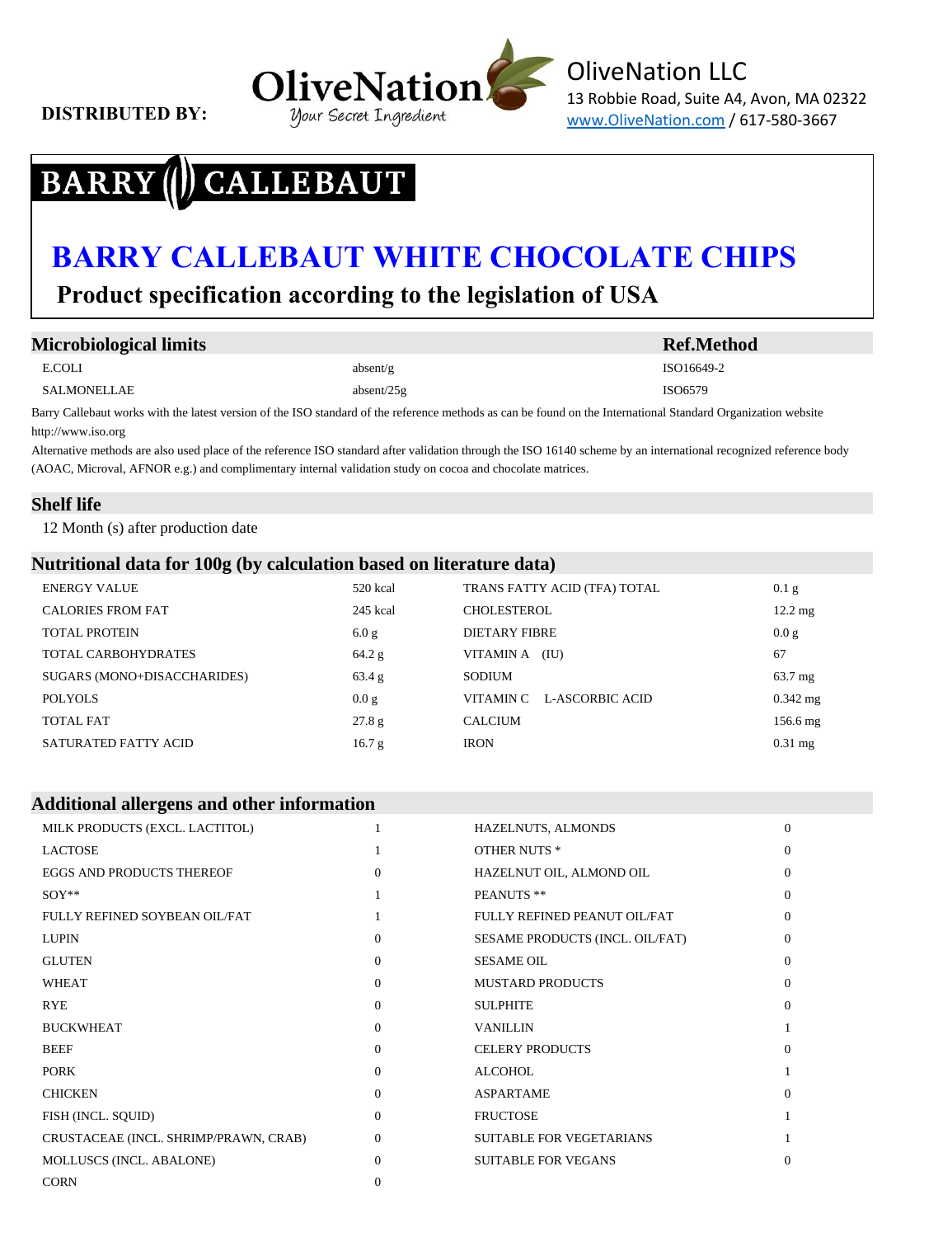**DISTRIBUTED BY:**

OliveNation
Your Secret Ingredient

OliveNation LLC
13 Robbie Road, Suite A4, Avon, MA 02322
www.OliveNation.com / 617-580-3667

BARRY CALLEBAUT

# BARRY CALLEBAUT WHITE CHOCOLATE CHIPS

## Product specification according to the legislation of USA

### Microbiological limits

| Microbiological limits | | Ref.Method |
|---|---|---|
| E.COLI | absent/g | ISO16649-2 |
| SALMONELLAE | absent/25g | ISO6579 |

Barry Callebaut works with the latest version of the ISO standard of the reference methods as can be found on the International Standard Organization website http://www.iso.org

Alternative methods are also used place of the reference ISO standard after validation through the ISO 16140 scheme by an international recognized reference body (AOAC, Microval, AFNOR e.g.) and complimentary internal validation study on cocoa and chocolate matrices.

### Shelf life

12 Month (s) after production date

### Nutritional data for 100g (by calculation based on literature data)

| | | | |
|---|---|---|---|
| ENERGY VALUE | 520 kcal | TRANS FATTY ACID (TFA) TOTAL | 0.1 g |
| CALORIES FROM FAT | 245 kcal | CHOLESTEROL | 12.2 mg |
| TOTAL PROTEIN | 6.0 g | DIETARY FIBRE | 0.0 g |
| TOTAL CARBOHYDRATES | 64.2 g | VITAMIN A (IU) | 67 |
| SUGARS (MONO+DISACCHARIDES) | 63.4 g | SODIUM | 63.7 mg |
| POLYOLS | 0.0 g | VITAMIN C L-ASCORBIC ACID | 0.342 mg |
| TOTAL FAT | 27.8 g | CALCIUM | 156.6 mg |
| SATURATED FATTY ACID | 16.7 g | IRON | 0.31 mg |

### Additional allergens and other information

| | | | |
|---|---|---|---|
| MILK PRODUCTS (EXCL. LACTITOL) | 1 | HAZELNUTS, ALMONDS | 0 |
| LACTOSE | 1 | OTHER NUTS * | 0 |
| EGGS AND PRODUCTS THEREOF | 0 | HAZELNUT OIL, ALMOND OIL | 0 |
| SOY** | 1 | PEANUTS ** | 0 |
| FULLY REFINED SOYBEAN OIL/FAT | 1 | FULLY REFINED PEANUT OIL/FAT | 0 |
| LUPIN | 0 | SESAME PRODUCTS (INCL. OIL/FAT) | 0 |
| GLUTEN | 0 | SESAME OIL | 0 |
| WHEAT | 0 | MUSTARD PRODUCTS | 0 |
| RYE | 0 | SULPHITE | 0 |
| BUCKWHEAT | 0 | VANILLIN | 1 |
| BEEF | 0 | CELERY PRODUCTS | 0 |
| PORK | 0 | ALCOHOL | 1 |
| CHICKEN | 0 | ASPARTAME | 0 |
| FISH (INCL. SQUID) | 0 | FRUCTOSE | 1 |
| CRUSTACEAE (INCL. SHRIMP/PRAWN, CRAB) | 0 | SUITABLE FOR VEGETARIANS | 1 |
| MOLLUSCS (INCL. ABALONE) | 0 | SUITABLE FOR VEGANS | 0 |
| CORN | 0 | | |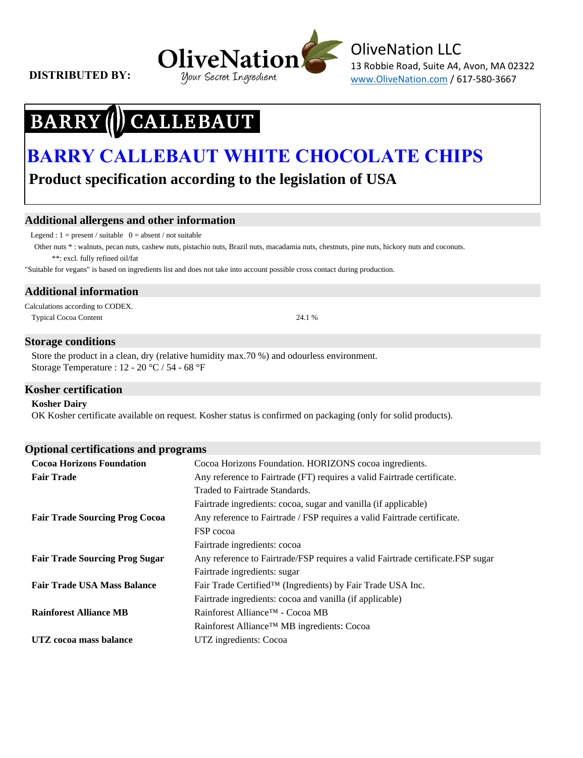**DISTRIBUTED BY:**

OliveNation LLC
13 Robbie Road, Suite A4, Avon, MA 02322
www.OliveNation.com / 617-580-3667

BARRY CALLEBAUT

# BARRY CALLEBAUT WHITE CHOCOLATE CHIPS

## Product specification according to the legislation of USA

## Additional allergens and other information

Legend : 1 = present / suitable 0 = absent / not suitable

Other nuts * : walnuts, pecan nuts, cashew nuts, pistachio nuts, Brazil nuts, macadamia nuts, chestnuts, pine nuts, hickory nuts and coconuts.

**: excl. fully refined oil/fat

"Suitable for vegans" is based on ingredients list and does not take into account possible cross contact during production.

## Additional information

Calculations according to CODEX.

| | |
|---|---|
| Typical Cocoa Content | 24.1 % |

## Storage conditions

Store the product in a clean, dry (relative humidity max.70 %) and odourless environment.
Storage Temperature : 12 - 20 °C / 54 - 68 °F

## Kosher certification

**Kosher Dairy**

OK Kosher certificate available on request. Kosher status is confirmed on packaging (only for solid products).

## Optional certifications and programs

| | |
|---|---|
| **Cocoa Horizons Foundation** | Cocoa Horizons Foundation. HORIZONS cocoa ingredients. |
| **Fair Trade** | Any reference to Fairtrade (FT) requires a valid Fairtrade certificate.<br>Traded to Fairtrade Standards.<br>Fairtrade ingredients: cocoa, sugar and vanilla (if applicable) |
| **Fair Trade Sourcing Prog Cocoa** | Any reference to Fairtrade / FSP requires a valid Fairtrade certificate.<br>FSP cocoa<br>Fairtrade ingredients: cocoa |
| **Fair Trade Sourcing Prog Sugar** | Any reference to Fairtrade/FSP requires a valid Fairtrade certificate.FSP sugar<br>Fairtrade ingredients: sugar |
| **Fair Trade USA Mass Balance** | Fair Trade Certified™ (Ingredients) by Fair Trade USA Inc.<br>Fairtrade ingredients: cocoa and vanilla (if applicable) |
| **Rainforest Alliance MB** | Rainforest Alliance™ - Cocoa MB<br>Rainforest Alliance™ MB ingredients: Cocoa |
| **UTZ cocoa mass balance** | UTZ ingredients: Cocoa |